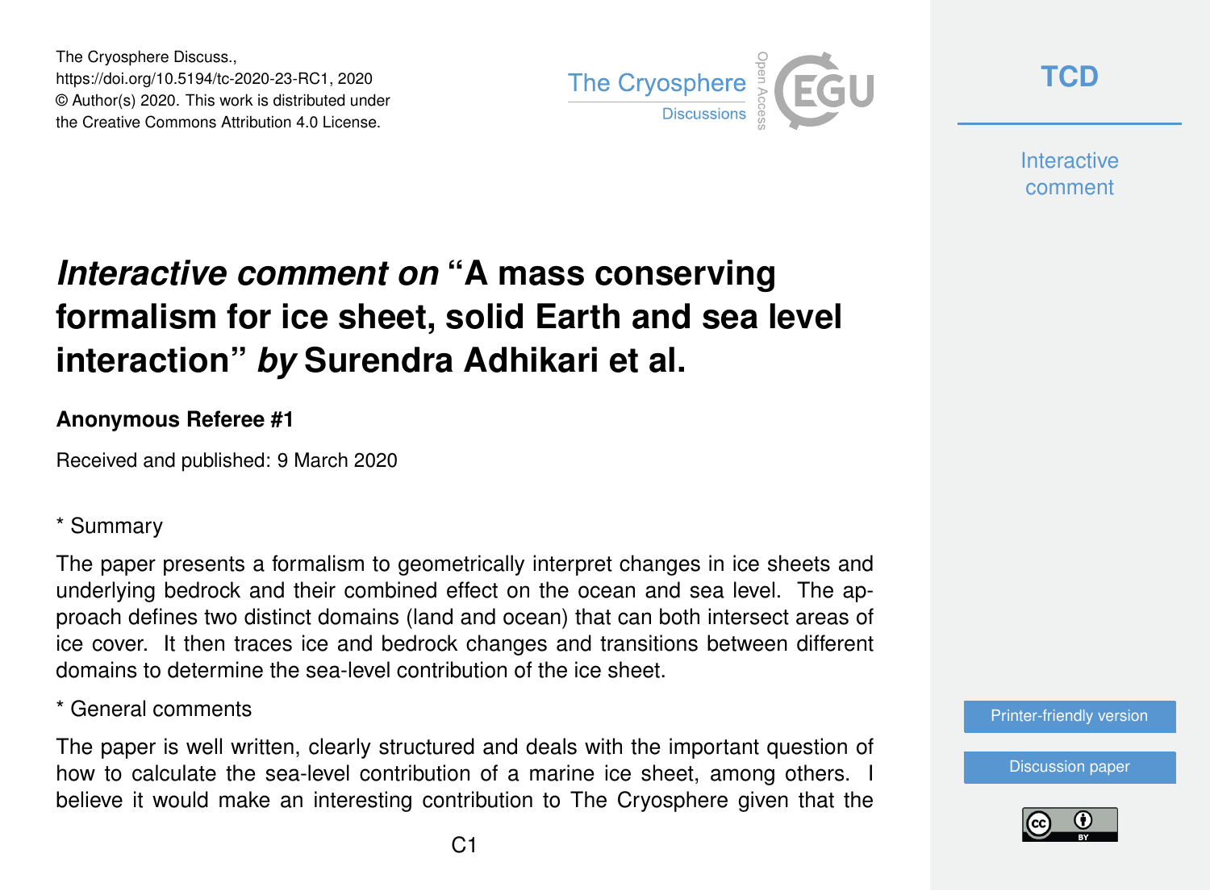# *Interactive comment on* "A mass conserving formalism for ice sheet, solid Earth and sea level interaction" *by* Surendra Adhikari et al.

**Anonymous Referee #1**

Received and published: 9 March 2020

\* Summary

The paper presents a formalism to geometrically interpret changes in ice sheets and underlying bedrock and their combined effect on the ocean and sea level. The approach defines two distinct domains (land and ocean) that can both intersect areas of ice cover. It then traces ice and bedrock changes and transitions between different domains to determine the sea-level contribution of the ice sheet.

\* General comments

The paper is well written, clearly structured and deals with the important question of how to calculate the sea-level contribution of a marine ice sheet, among others. I believe it would make an interesting contribution to The Cryosphere given that the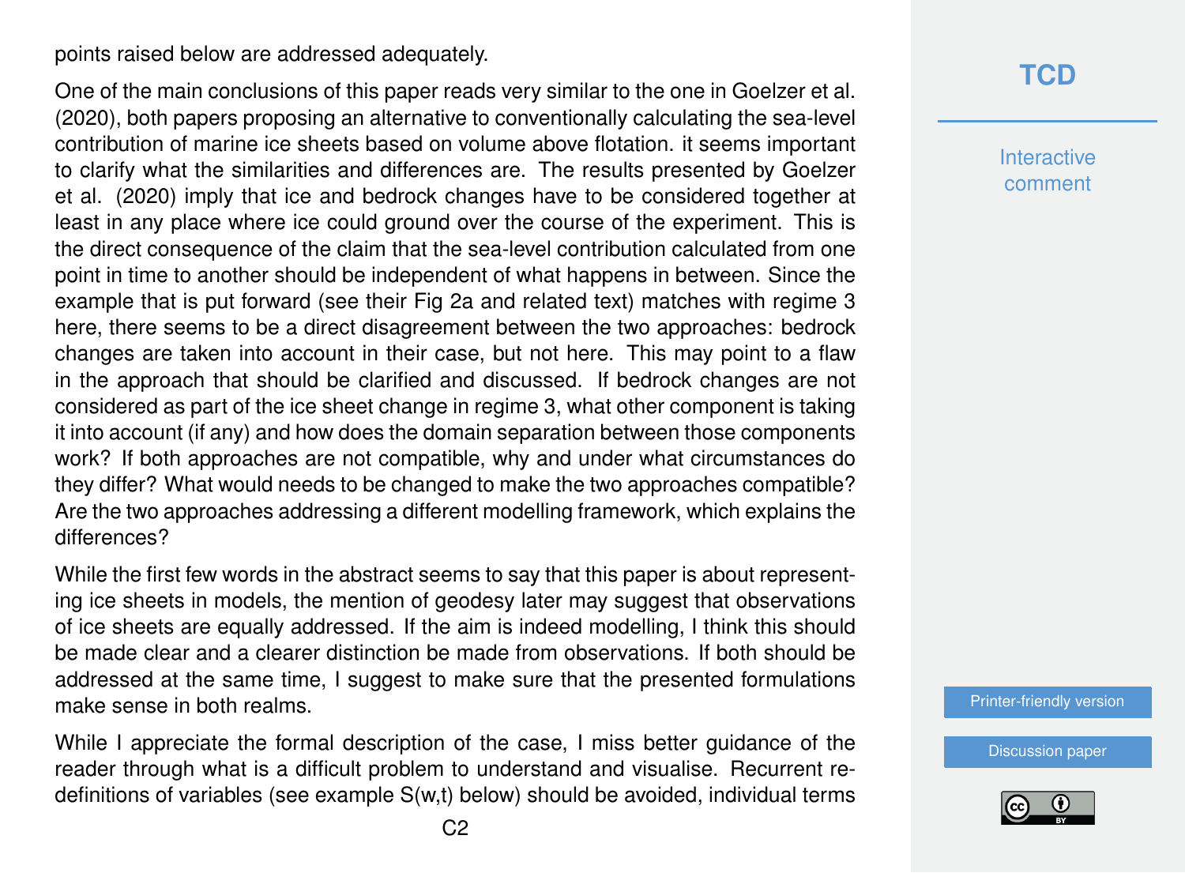points raised below are addressed adequately.

One of the main conclusions of this paper reads very similar to the one in Goelzer et al. (2020), both papers proposing an alternative to conventionally calculating the sea-level contribution of marine ice sheets based on volume above flotation. it seems important to clarify what the similarities and differences are. The results presented by Goelzer et al. (2020) imply that ice and bedrock changes have to be considered together at least in any place where ice could ground over the course of the experiment. This is the direct consequence of the claim that the sea-level contribution calculated from one point in time to another should be independent of what happens in between. Since the example that is put forward (see their Fig 2a and related text) matches with regime 3 here, there seems to be a direct disagreement between the two approaches: bedrock changes are taken into account in their case, but not here. This may point to a flaw in the approach that should be clarified and discussed. If bedrock changes are not considered as part of the ice sheet change in regime 3, what other component is taking it into account (if any) and how does the domain separation between those components work? If both approaches are not compatible, why and under what circumstances do they differ? What would needs to be changed to make the two approaches compatible? Are the two approaches addressing a different modelling framework, which explains the differences?

While the first few words in the abstract seems to say that this paper is about representing ice sheets in models, the mention of geodesy later may suggest that observations of ice sheets are equally addressed. If the aim is indeed modelling, I think this should be made clear and a clearer distinction be made from observations. If both should be addressed at the same time, I suggest to make sure that the presented formulations make sense in both realms.

While I appreciate the formal description of the case, I miss better guidance of the reader through what is a difficult problem to understand and visualise. Recurrent redefinitions of variables (see example S(w,t) below) should be avoided, individual terms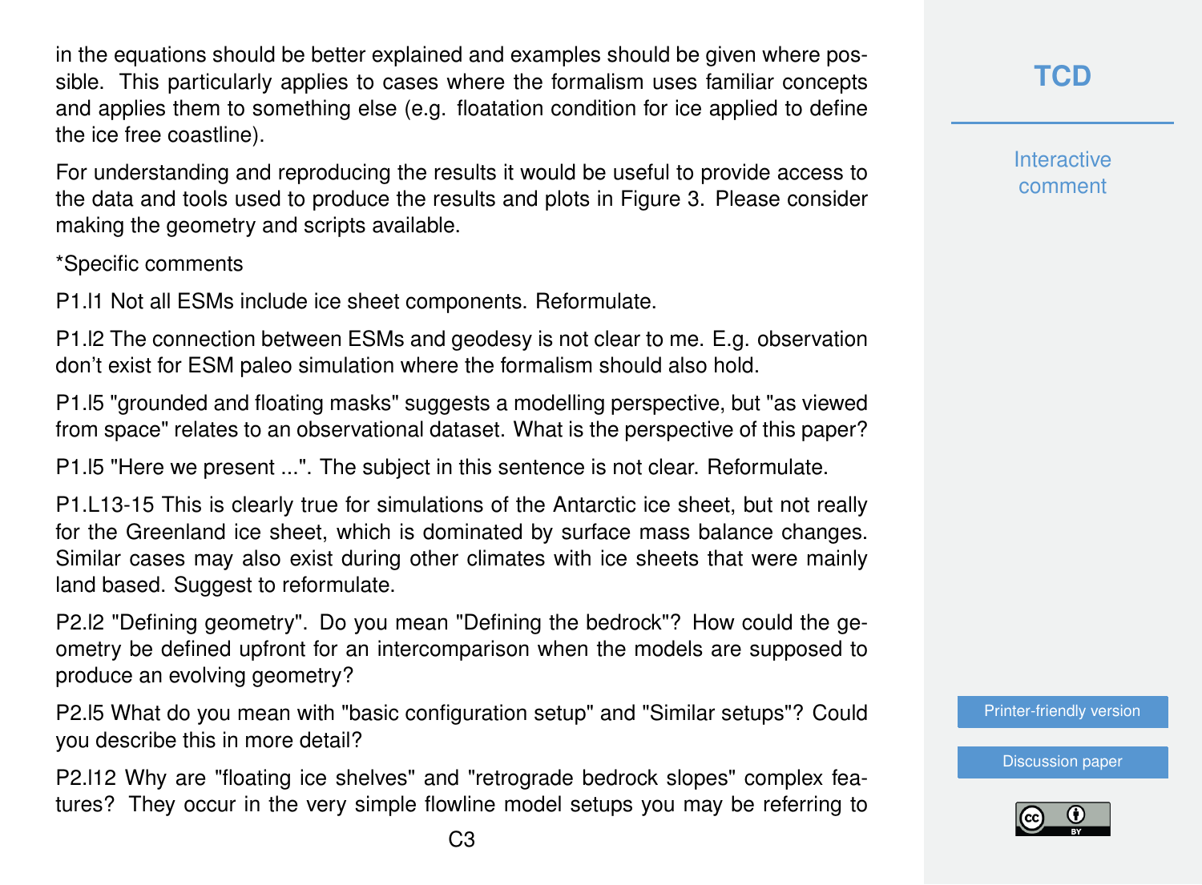in the equations should be better explained and examples should be given where possible. This particularly applies to cases where the formalism uses familiar concepts and applies them to something else (e.g. floatation condition for ice applied to define the ice free coastline).

For understanding and reproducing the results it would be useful to provide access to the data and tools used to produce the results and plots in Figure 3. Please consider making the geometry and scripts available.

*Specific comments

P1.l1 Not all ESMs include ice sheet components. Reformulate.

P1.l2 The connection between ESMs and geodesy is not clear to me. E.g. observation don't exist for ESM paleo simulation where the formalism should also hold.

P1.l5 "grounded and floating masks" suggests a modelling perspective, but "as viewed from space" relates to an observational dataset. What is the perspective of this paper?

P1.l5 "Here we present ...". The subject in this sentence is not clear. Reformulate.

P1.L13-15 This is clearly true for simulations of the Antarctic ice sheet, but not really for the Greenland ice sheet, which is dominated by surface mass balance changes. Similar cases may also exist during other climates with ice sheets that were mainly land based. Suggest to reformulate.

P2.l2 "Defining geometry". Do you mean "Defining the bedrock"? How could the geometry be defined upfront for an intercomparison when the models are supposed to produce an evolving geometry?

P2.l5 What do you mean with "basic configuration setup" and "Similar setups"? Could you describe this in more detail?

P2.l12 Why are "floating ice shelves" and "retrograde bedrock slopes" complex features? They occur in the very simple flowline model setups you may be referring to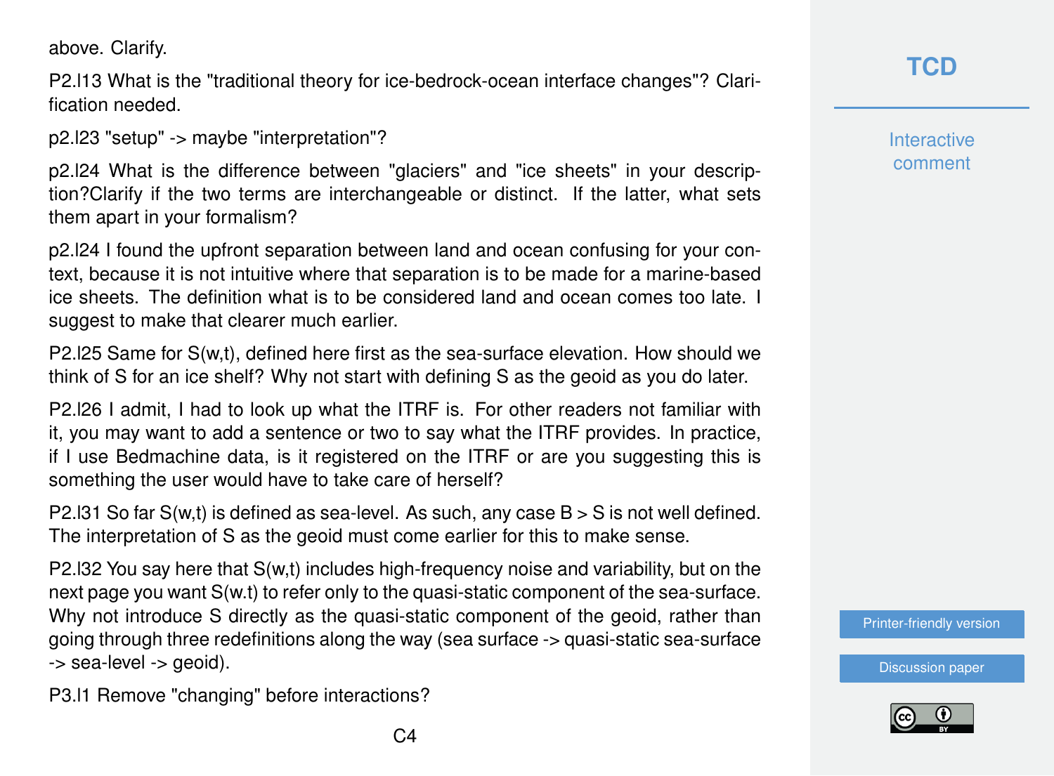above. Clarify.

P2.l13 What is the "traditional theory for ice-bedrock-ocean interface changes"? Clarification needed.

p2.l23 "setup" -> maybe "interpretation"?

p2.l24 What is the difference between "glaciers" and "ice sheets" in your description?Clarify if the two terms are interchangeable or distinct. If the latter, what sets them apart in your formalism?

p2.l24 I found the upfront separation between land and ocean confusing for your context, because it is not intuitive where that separation is to be made for a marine-based ice sheets. The definition what is to be considered land and ocean comes too late. I suggest to make that clearer much earlier.

P2.l25 Same for $S(w,t)$, defined here first as the sea-surface elevation. How should we think of S for an ice shelf? Why not start with defining S as the geoid as you do later.

P2.l26 I admit, I had to look up what the ITRF is. For other readers not familiar with it, you may want to add a sentence or two to say what the ITRF provides. In practice, if I use Bedmachine data, is it registered on the ITRF or are you suggesting this is something the user would have to take care of herself?

P2.l31 So far $S(w,t)$ is defined as sea-level. As such, any case $B > S$ is not well defined. The interpretation of S as the geoid must come earlier for this to make sense.

P2.l32 You say here that $S(w,t)$ includes high-frequency noise and variability, but on the next page you want $S(w.t)$ to refer only to the quasi-static component of the sea-surface. Why not introduce S directly as the quasi-static component of the geoid, rather than going through three redefinitions along the way (sea surface -> quasi-static sea-surface -> sea-level -> geoid).

P3.l1 Remove "changing" before interactions?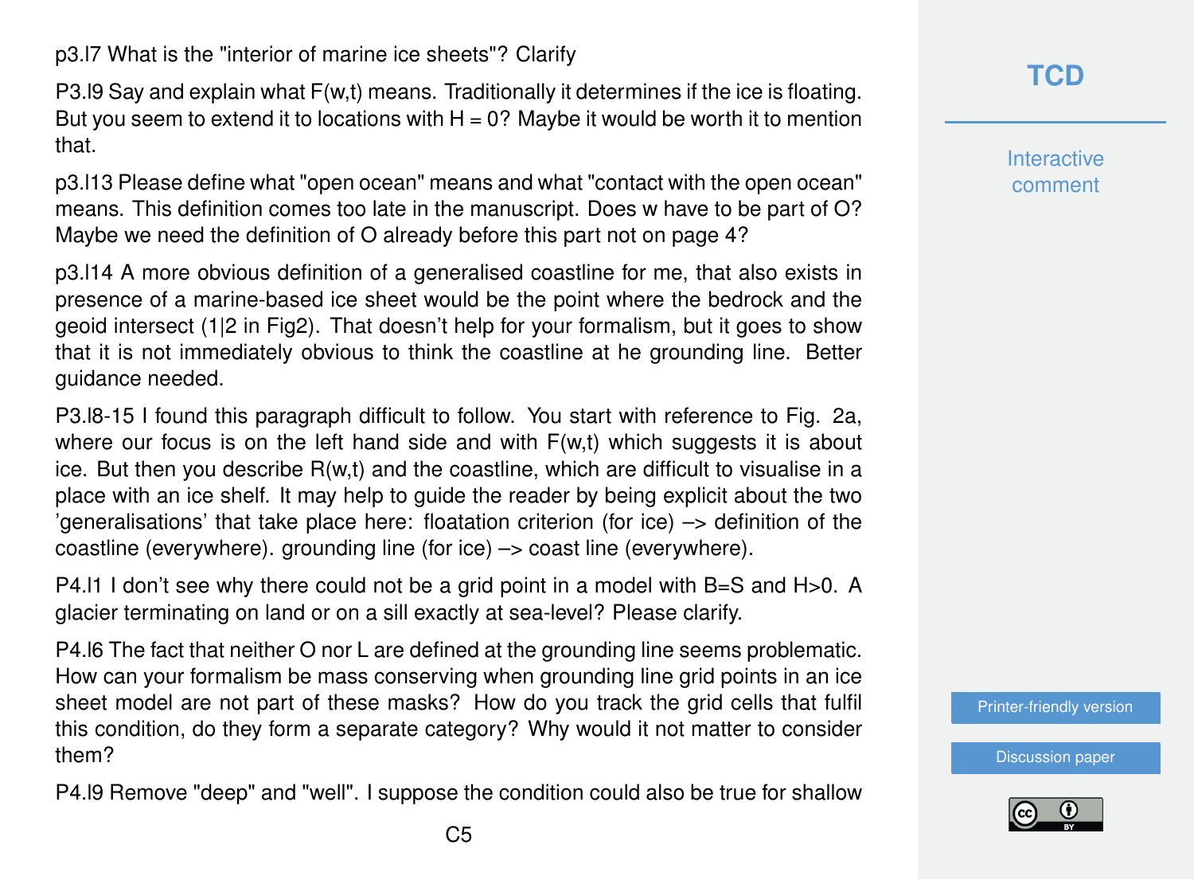p3.l7 What is the "interior of marine ice sheets"? Clarify

P3.l9 Say and explain what $F(w,t)$ means. Traditionally it determines if the ice is floating. But you seem to extend it to locations with $H = 0$? Maybe it would be worth it to mention that.

p3.l13 Please define what "open ocean" means and what "contact with the open ocean" means. This definition comes too late in the manuscript. Does w have to be part of O? Maybe we need the definition of O already before this part not on page 4?

p3.l14 A more obvious definition of a generalised coastline for me, that also exists in presence of a marine-based ice sheet would be the point where the bedrock and the geoid intersect (1|2 in Fig2). That doesn't help for your formalism, but it goes to show that it is not immediately obvious to think the coastline at he grounding line. Better guidance needed.

P3.l8-15 I found this paragraph difficult to follow. You start with reference to Fig. 2a, where our focus is on the left hand side and with $F(w,t)$ which suggests it is about ice. But then you describe $R(w,t)$ and the coastline, which are difficult to visualise in a place with an ice shelf. It may help to guide the reader by being explicit about the two 'generalisations' that take place here: floatation criterion (for ice) –> definition of the coastline (everywhere). grounding line (for ice) –> coast line (everywhere).

P4.l1 I don't see why there could not be a grid point in a model with $B=S$ and $H>0$. A glacier terminating on land or on a sill exactly at sea-level? Please clarify.

P4.l6 The fact that neither O nor L are defined at the grounding line seems problematic. How can your formalism be mass conserving when grounding line grid points in an ice sheet model are not part of these masks? How do you track the grid cells that fulfil this condition, do they form a separate category? Why would it not matter to consider them?

P4.l9 Remove "deep" and "well". I suppose the condition could also be true for shallow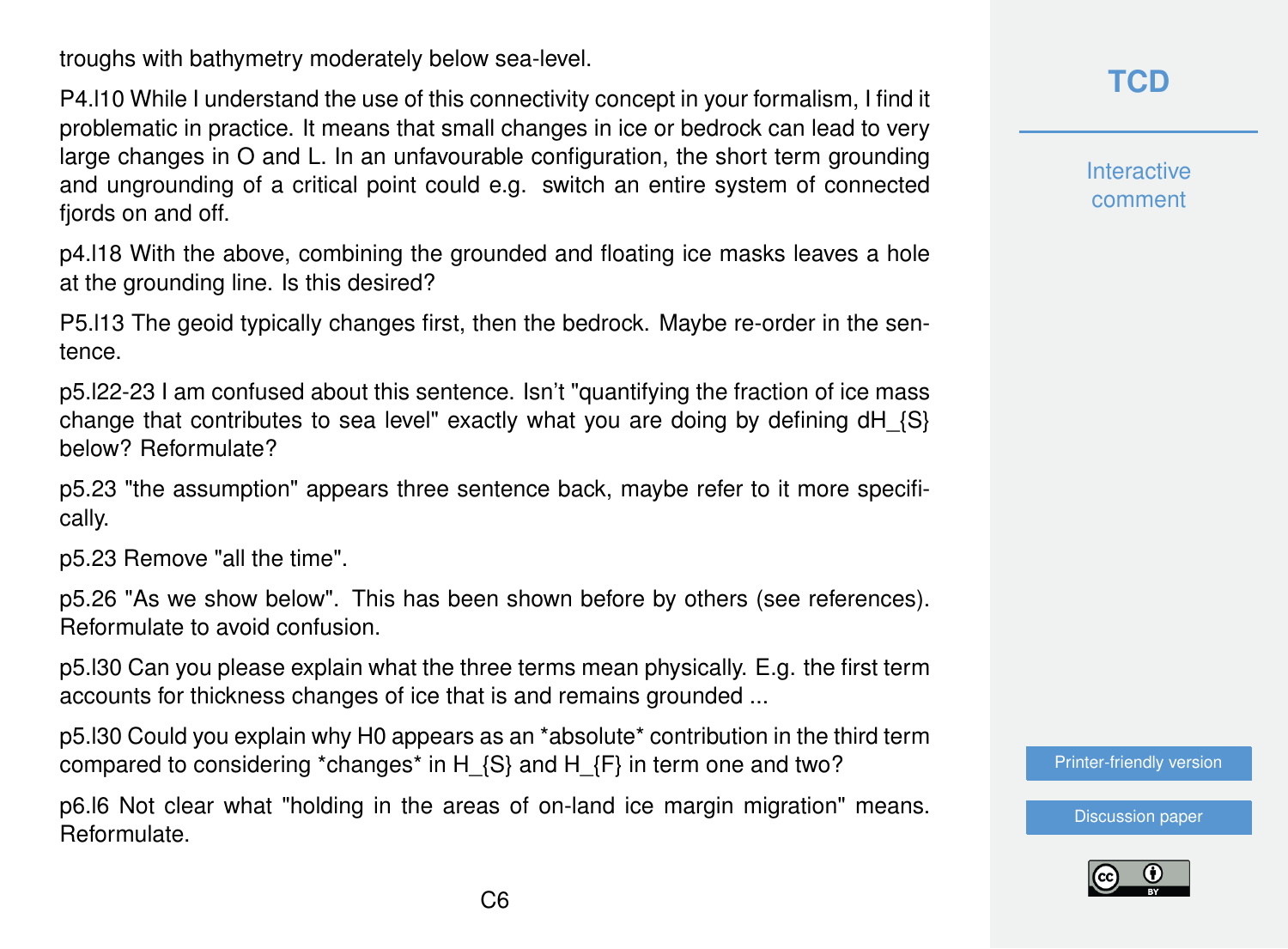troughs with bathymetry moderately below sea-level.

P4.l10 While I understand the use of this connectivity concept in your formalism, I find it problematic in practice. It means that small changes in ice or bedrock can lead to very large changes in O and L. In an unfavourable configuration, the short term grounding and ungrounding of a critical point could e.g. switch an entire system of connected fjords on and off.

p4.l18 With the above, combining the grounded and floating ice masks leaves a hole at the grounding line. Is this desired?

P5.l13 The geoid typically changes first, then the bedrock. Maybe re-order in the sentence.

p5.l22-23 I am confused about this sentence. Isn't "quantifying the fraction of ice mass change that contributes to sea level" exactly what you are doing by defining $dH_{S}$ below? Reformulate?

p5.23 "the assumption" appears three sentence back, maybe refer to it more specifically.

p5.23 Remove "all the time".

p5.26 "As we show below". This has been shown before by others (see references). Reformulate to avoid confusion.

p5.l30 Can you please explain what the three terms mean physically. E.g. the first term accounts for thickness changes of ice that is and remains grounded ...

p5.l30 Could you explain why H0 appears as an *absolute* contribution in the third term compared to considering *changes* in $H_{S}$ and $H_{F}$ in term one and two?

p6.l6 Not clear what "holding in the areas of on-land ice margin migration" means. Reformulate.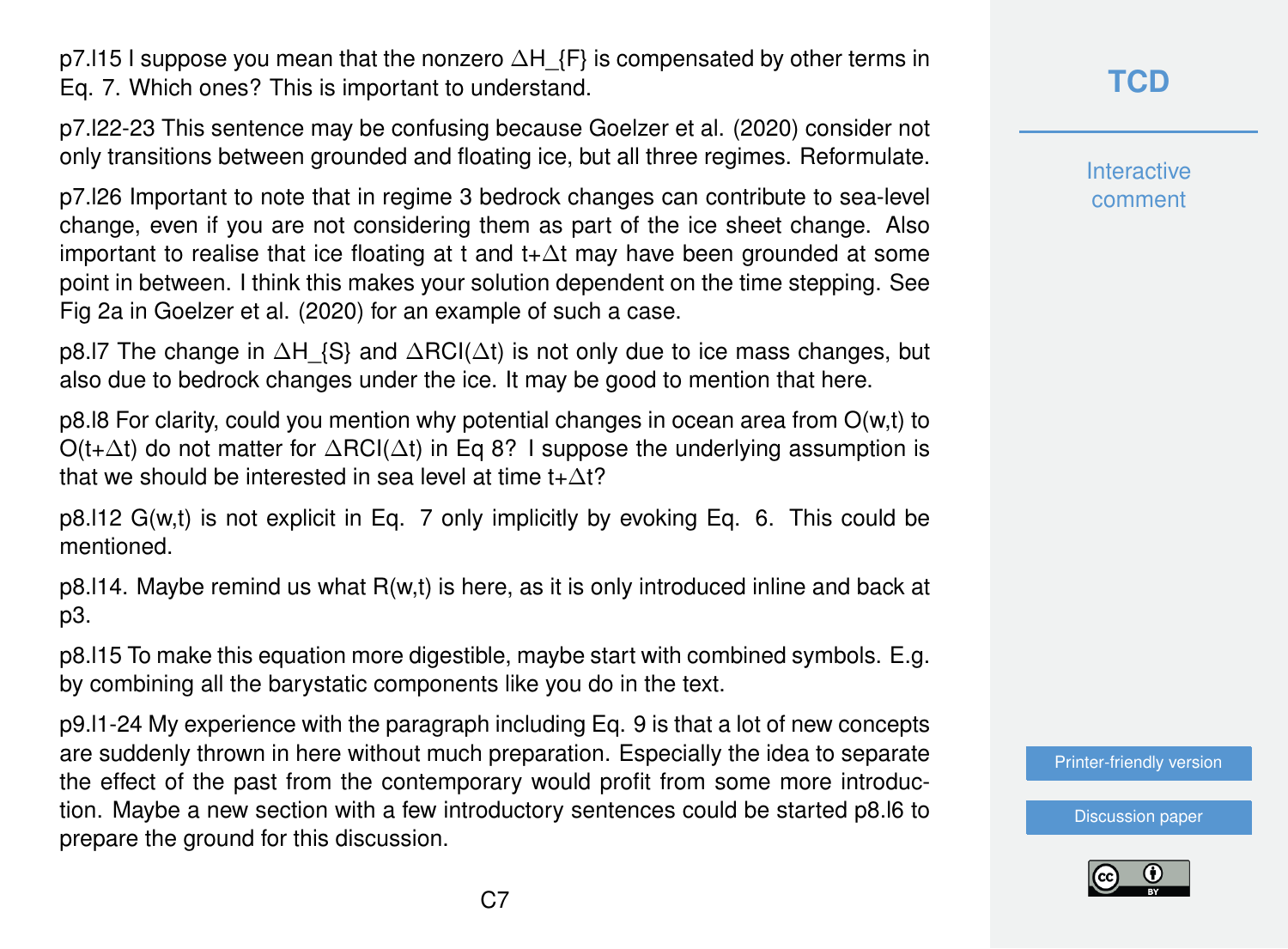p7.l15 I suppose you mean that the nonzero $\Delta H_{F}$ is compensated by other terms in Eq. 7. Which ones? This is important to understand.

p7.l22-23 This sentence may be confusing because Goelzer et al. (2020) consider not only transitions between grounded and floating ice, but all three regimes. Reformulate.

p7.l26 Important to note that in regime 3 bedrock changes can contribute to sea-level change, even if you are not considering them as part of the ice sheet change. Also important to realise that ice floating at t and $t+\Delta t$ may have been grounded at some point in between. I think this makes your solution dependent on the time stepping. See Fig 2a in Goelzer et al. (2020) for an example of such a case.

p8.l7 The change in $\Delta H_{S}$ and $\Delta RCI(\Delta t)$ is not only due to ice mass changes, but also due to bedrock changes under the ice. It may be good to mention that here.

p8.l8 For clarity, could you mention why potential changes in ocean area from $O(w,t)$ to $O(t+\Delta t)$ do not matter for $\Delta RCI(\Delta t)$ in Eq 8? I suppose the underlying assumption is that we should be interested in sea level at time $t+\Delta t$?

p8.l12 $G(w,t)$ is not explicit in Eq. 7 only implicitly by evoking Eq. 6. This could be mentioned.

p8.l14. Maybe remind us what $R(w,t)$ is here, as it is only introduced inline and back at p3.

p8.l15 To make this equation more digestible, maybe start with combined symbols. E.g. by combining all the barystatic components like you do in the text.

p9.l1-24 My experience with the paragraph including Eq. 9 is that a lot of new concepts are suddenly thrown in here without much preparation. Especially the idea to separate the effect of the past from the contemporary would profit from some more introduction. Maybe a new section with a few introductory sentences could be started p8.l6 to prepare the ground for this discussion.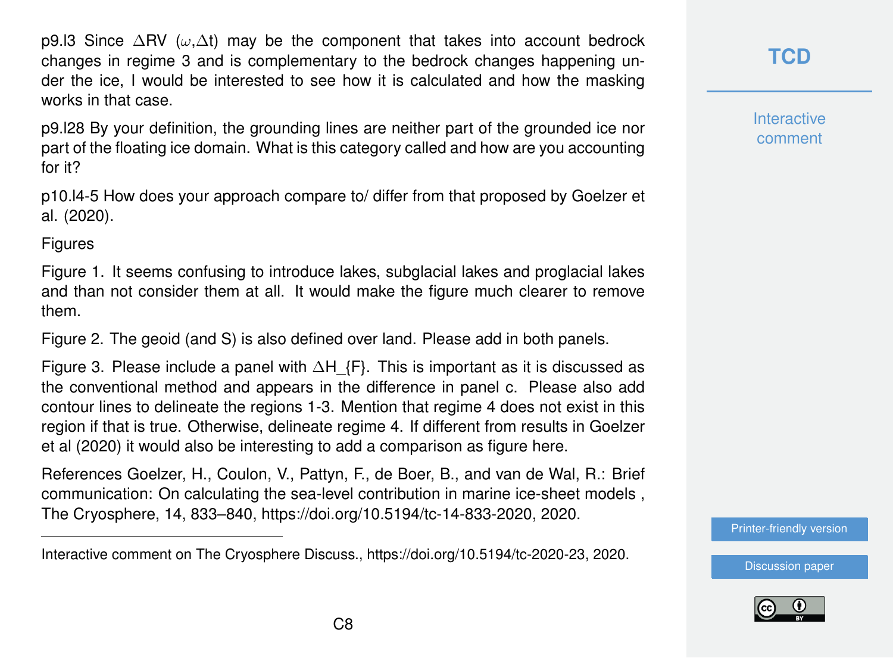p9.l3 Since $\Delta RV$ ($\omega$,$\Delta t$) may be the component that takes into account bedrock changes in regime 3 and is complementary to the bedrock changes happening under the ice, I would be interested to see how it is calculated and how the masking works in that case.

p9.l28 By your definition, the grounding lines are neither part of the grounded ice nor part of the floating ice domain. What is this category called and how are you accounting for it?

p10.l4-5 How does your approach compare to/ differ from that proposed by Goelzer et al. (2020).

Figures

Figure 1. It seems confusing to introduce lakes, subglacial lakes and proglacial lakes and than not consider them at all. It would make the figure much clearer to remove them.

Figure 2. The geoid (and S) is also defined over land. Please add in both panels.

Figure 3. Please include a panel with $\Delta H_{F}$. This is important as it is discussed as the conventional method and appears in the difference in panel c. Please also add contour lines to delineate the regions 1-3. Mention that regime 4 does not exist in this region if that is true. Otherwise, delineate regime 4. If different from results in Goelzer et al (2020) it would also be interesting to add a comparison as figure here.

References Goelzer, H., Coulon, V., Pattyn, F., de Boer, B., and van de Wal, R.: Brief communication: On calculating the sea-level contribution in marine ice-sheet models , The Cryosphere, 14, 833–840, https://doi.org/10.5194/tc-14-833-2020, 2020.

---

Interactive comment on The Cryosphere Discuss., https://doi.org/10.5194/tc-2020-23, 2020.